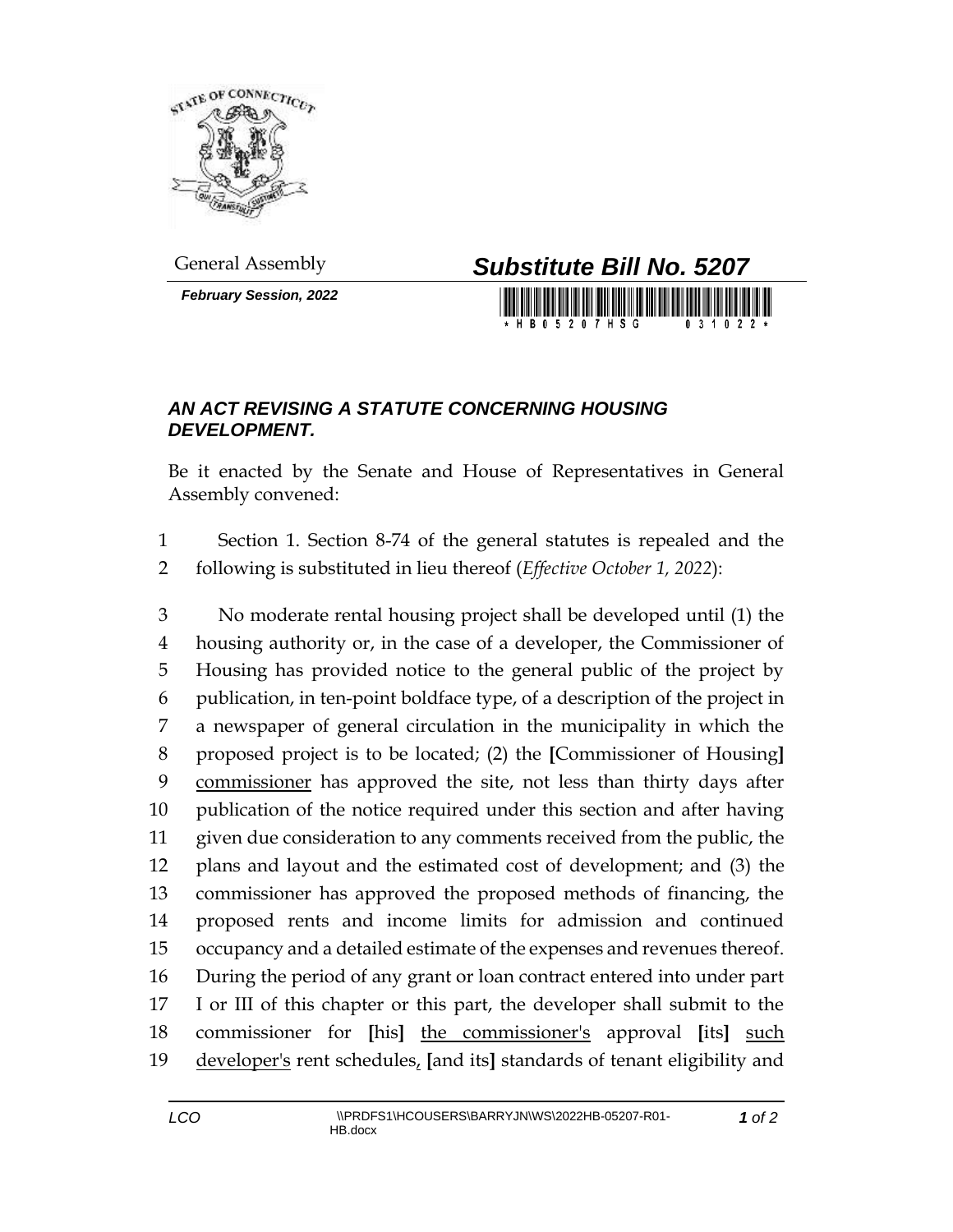General Assembly

# *Substitute Bill No. 5207*

***February Session, 2022***

## *AN ACT REVISING A STATUTE CONCERNING HOUSING DEVELOPMENT.*

Be it enacted by the Senate and House of Representatives in General Assembly convened:

Section 1. Section 8-74 of the general statutes is repealed and the following is substituted in lieu thereof (*Effective October 1, 2022*):

No moderate rental housing project shall be developed until (1) the housing authority or, in the case of a developer, the Commissioner of Housing has provided notice to the general public of the project by publication, in ten-point boldface type, of a description of the project in a newspaper of general circulation in the municipality in which the proposed project is to be located; (2) the **[**Commissioner of Housing**]** <u>commissioner</u> has approved the site, not less than thirty days after publication of the notice required under this section and after having given due consideration to any comments received from the public, the plans and layout and the estimated cost of development; and (3) the commissioner has approved the proposed methods of financing, the proposed rents and income limits for admission and continued occupancy and a detailed estimate of the expenses and revenues thereof. During the period of any grant or loan contract entered into under part I or III of this chapter or this part, the developer shall submit to the commissioner for **[**his**]** <u>the commissioner's</u> approval **[**its**]** <u>such developer's</u> rent schedules<u>,</u> **[**and its**]** standards of tenant eligibility and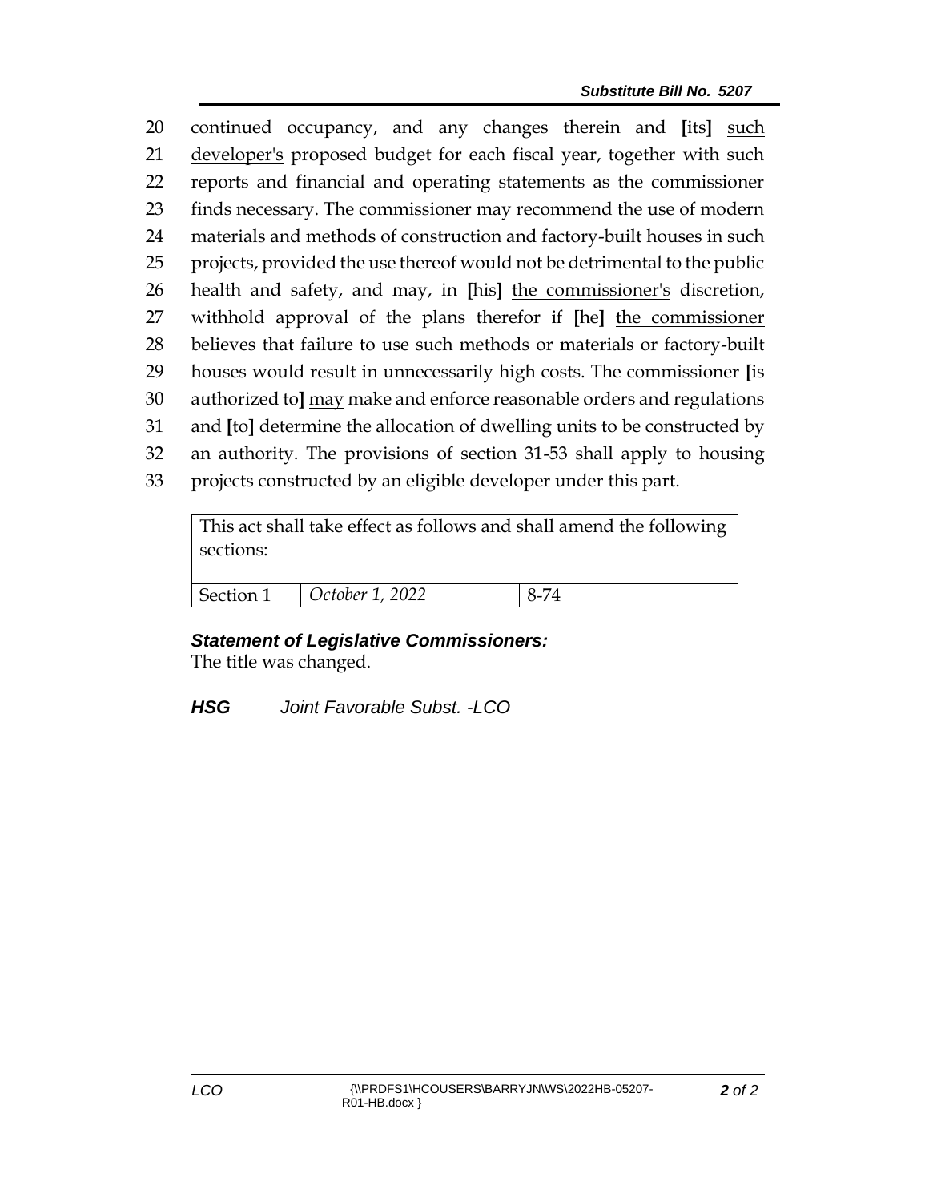20 continued occupancy, and any changes therein and **[**its**]** <u>such</u>
21 <u>developer's</u> proposed budget for each fiscal year, together with such
22 reports and financial and operating statements as the commissioner
23 finds necessary. The commissioner may recommend the use of modern
24 materials and methods of construction and factory-built houses in such
25 projects, provided the use thereof would not be detrimental to the public
26 health and safety, and may, in **[**his**]** <u>the commissioner's</u> discretion,
27 withhold approval of the plans therefor if **[**he**]** <u>the commissioner</u>
28 believes that failure to use such methods or materials or factory-built
29 houses would result in unnecessarily high costs. The commissioner **[**is
30 authorized to**]** <u>may</u> make and enforce reasonable orders and regulations
31 and **[**to**]** determine the allocation of dwelling units to be constructed by
32 an authority. The provisions of section 31-53 shall apply to housing
33 projects constructed by an eligible developer under this part.

| This act shall take effect as follows and shall amend the following sections: | | |
|---|---|---|
| Section 1 | *October 1, 2022* | 8-74 |

***Statement of Legislative Commissioners:***
The title was changed.

***HSG*** *Joint Favorable Subst. -LCO*